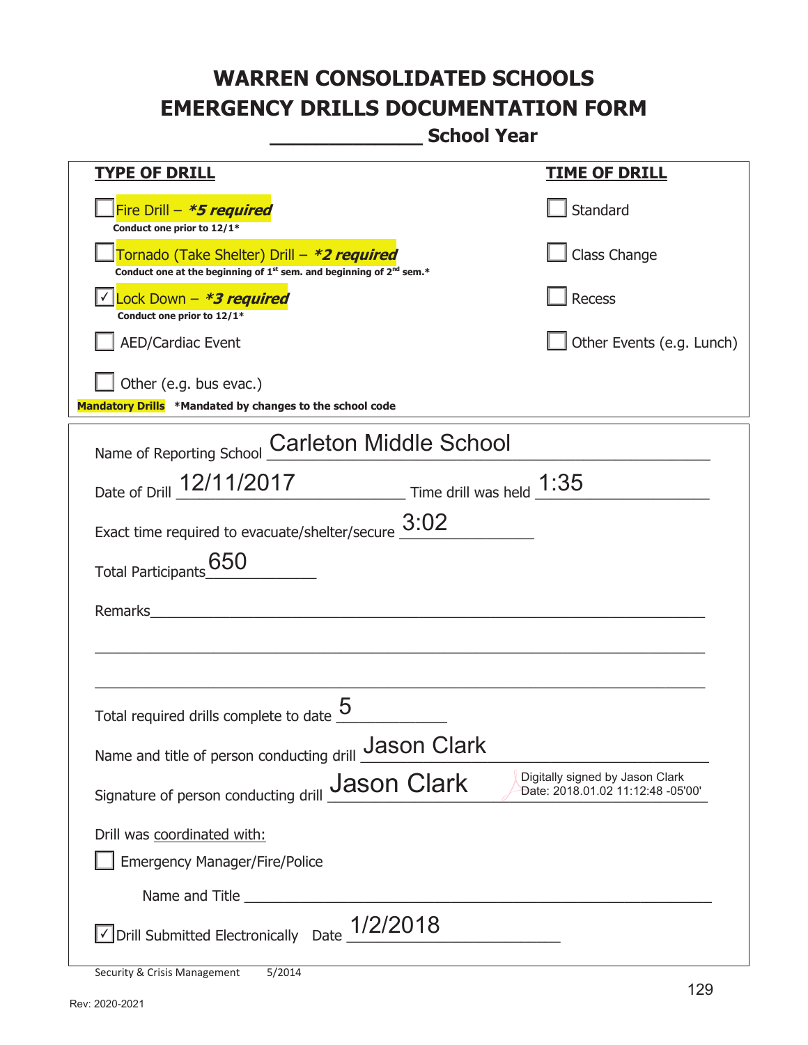# WARREN CONSOLIDATED SCHOOLS
# EMERGENCY DRILLS DOCUMENTATION FORM
## _____________ School Year

| **TYPE OF DRILL** | **TIME OF DRILL** |
|---|---|
| ☐ Fire Drill – ***5 required*** <br> **Conduct one prior to 12/1*** | ☐ Standard |
| ☐ Tornado (Take Shelter) Drill – ***2 required*** <br> **Conduct one at the beginning of 1st sem. and beginning of 2nd sem.*** | ☐ Class Change |
| ☑ Lock Down – ***3 required*** <br> **Conduct one prior to 12/1*** | ☐ Recess |
| ☐ AED/Cardiac Event | ☐ Other Events (e.g. Lunch) |
| ☐ Other (e.g. bus evac.) | |

**Mandatory Drills** ***Mandated by changes to the school code**

Name of Reporting School: Carleton Middle School

Date of Drill: 12/11/2017  Time drill was held: 1:35

Exact time required to evacuate/shelter/secure: 3:02

Total Participants: 650

Remarks: ____________________

Total required drills complete to date: 5

Name and title of person conducting drill: Jason Clark

Signature of person conducting drill: Jason Clark — Digitally signed by Jason Clark Date: 2018.01.02 11:12:48 -05'00'

Drill was coordinated with:

☐ Emergency Manager/Fire/Police

Name and Title ____________________

☑ Drill Submitted Electronically  Date: 1/2/2018

Security & Crisis Management 5/2014

Rev: 2020-2021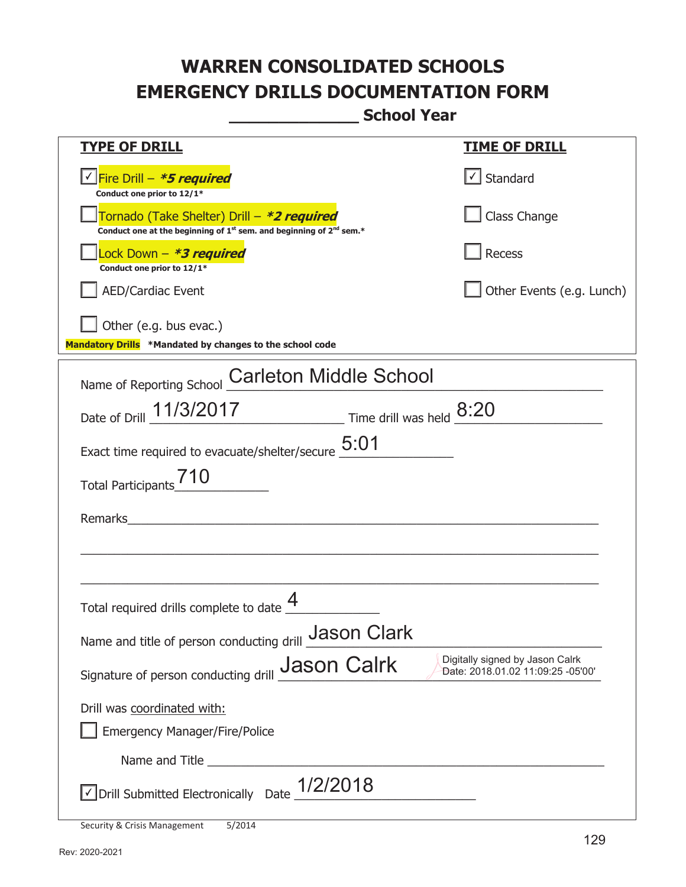# WARREN CONSOLIDATED SCHOOLS
# EMERGENCY DRILLS DOCUMENTATION FORM

**_____________ School Year**

| **TYPE OF DRILL** | **TIME OF DRILL** |
|---|---|
| ☑ Fire Drill – ***5 required*** <br> **Conduct one prior to 12/1*** | ☑ Standard |
| ☐ Tornado (Take Shelter) Drill – ***2 required*** <br> **Conduct one at the beginning of 1st sem. and beginning of 2nd sem.*** | ☐ Class Change |
| ☐ Lock Down – ***3 required*** <br> **Conduct one prior to 12/1*** | ☐ Recess |
| ☐ AED/Cardiac Event | ☐ Other Events (e.g. Lunch) |
| ☐ Other (e.g. bus evac.) | |

**Mandatory Drills** ***Mandated by changes to the school code**

Name of Reporting School: Carleton Middle School

Date of Drill: 11/3/2017 Time drill was held: 8:20

Exact time required to evacuate/shelter/secure: 5:01

Total Participants: 710

Remarks: ____________________________________________

Total required drills complete to date: 4

Name and title of person conducting drill: Jason Clark

Signature of person conducting drill: Jason Calrk — Digitally signed by Jason Calrk Date: 2018.01.02 11:09:25 -05'00'

Drill was coordinated with:

☐ Emergency Manager/Fire/Police

Name and Title ____________________________________________

☑ Drill Submitted Electronically Date: 1/2/2018

Security & Crisis Management 5/2014

Rev: 2020-2021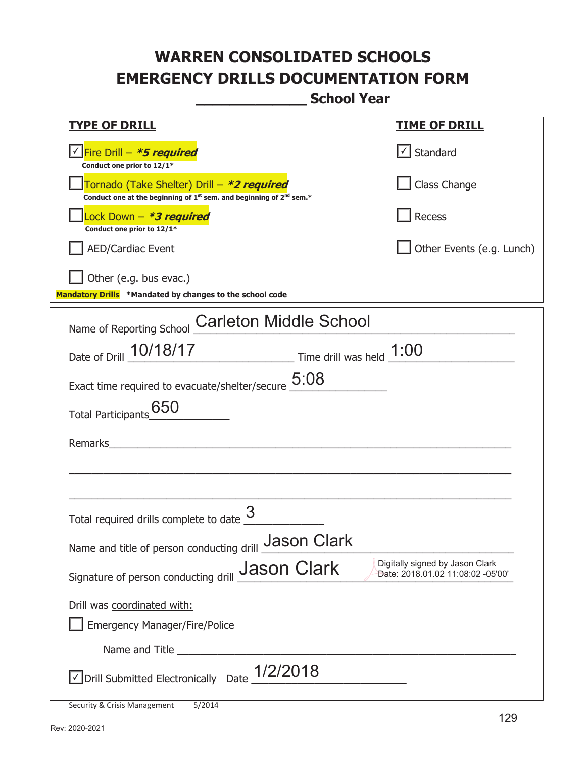# WARREN CONSOLIDATED SCHOOLS
# EMERGENCY DRILLS DOCUMENTATION FORM
## _____________ School Year

| TYPE OF DRILL | TIME OF DRILL |
|---|---|
| ☑ Fire Drill – ***5 required*** <br> **Conduct one prior to 12/1*** | ☑ Standard |
| ☐ Tornado (Take Shelter) Drill – ***2 required*** <br> **Conduct one at the beginning of 1st sem. and beginning of 2nd sem.*** | ☐ Class Change |
| ☐ Lock Down – ***3 required*** <br> **Conduct one prior to 12/1*** | ☐ Recess |
| ☐ AED/Cardiac Event | ☐ Other Events (e.g. Lunch) |
| ☐ Other (e.g. bus evac.) | |

**Mandatory Drills** ***Mandated by changes to the school code**

Name of Reporting School Carleton Middle School

Date of Drill 10/18/17 Time drill was held 1:00

Exact time required to evacuate/shelter/secure 5:08

Total Participants 650

Remarks_______________________________________________

_______________________________________________________

_______________________________________________________

Total required drills complete to date 3

Name and title of person conducting drill Jason Clark

Signature of person conducting drill Jason Clark Digitally signed by Jason Clark Date: 2018.01.02 11:08:02 -05'00'

Drill was coordinated with:

☐ Emergency Manager/Fire/Police

Name and Title _______________________________________

☑ Drill Submitted Electronically Date 1/2/2018

Security & Crisis Management 5/2014

Rev: 2020-2021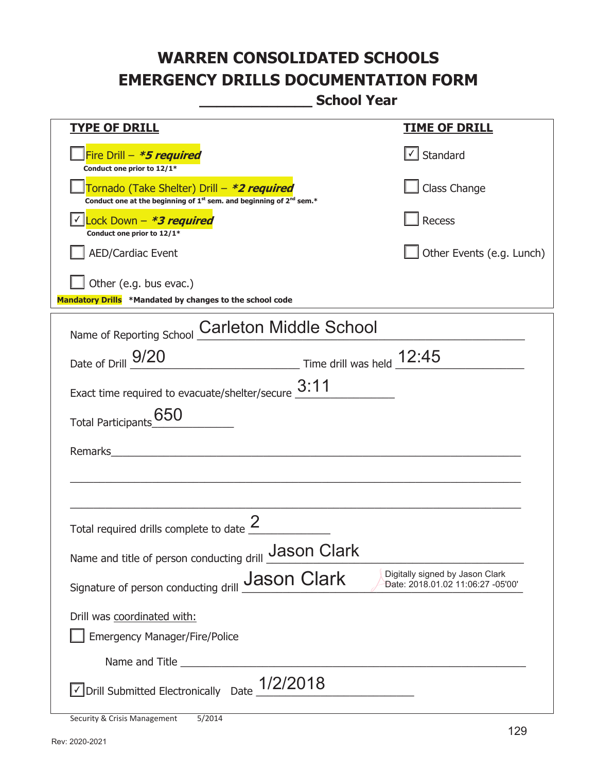# WARREN CONSOLIDATED SCHOOLS
# EMERGENCY DRILLS DOCUMENTATION FORM

**_____________ School Year**

| TYPE OF DRILL | TIME OF DRILL |
|---|---|
| ☐ Fire Drill – ***5 required*** Conduct one prior to 12/1* | ☑ Standard |
| ☐ Tornado (Take Shelter) Drill – ***2 required*** Conduct one at the beginning of 1st sem. and beginning of 2nd sem.* | ☐ Class Change |
| ☑ Lock Down – ***3 required*** Conduct one prior to 12/1* | ☐ Recess |
| ☐ AED/Cardiac Event | ☐ Other Events (e.g. Lunch) |
| ☐ Other (e.g. bus evac.) | |

**Mandatory Drills** ***Mandated by changes to the school code**

Name of Reporting School: Carleton Middle School

Date of Drill: 9/20 Time drill was held: 12:45

Exact time required to evacuate/shelter/secure: 3:11

Total Participants: 650

Remarks: ____________________

Total required drills complete to date: 2

Name and title of person conducting drill: Jason Clark

Signature of person conducting drill: Jason Clark (Digitally signed by Jason Clark Date: 2018.01.02 11:06:27 -05'00')

Drill was coordinated with:

☐ Emergency Manager/Fire/Police

Name and Title ____________________

☑ Drill Submitted Electronically Date: 1/2/2018

Security & Crisis Management 5/2014

Rev: 2020-2021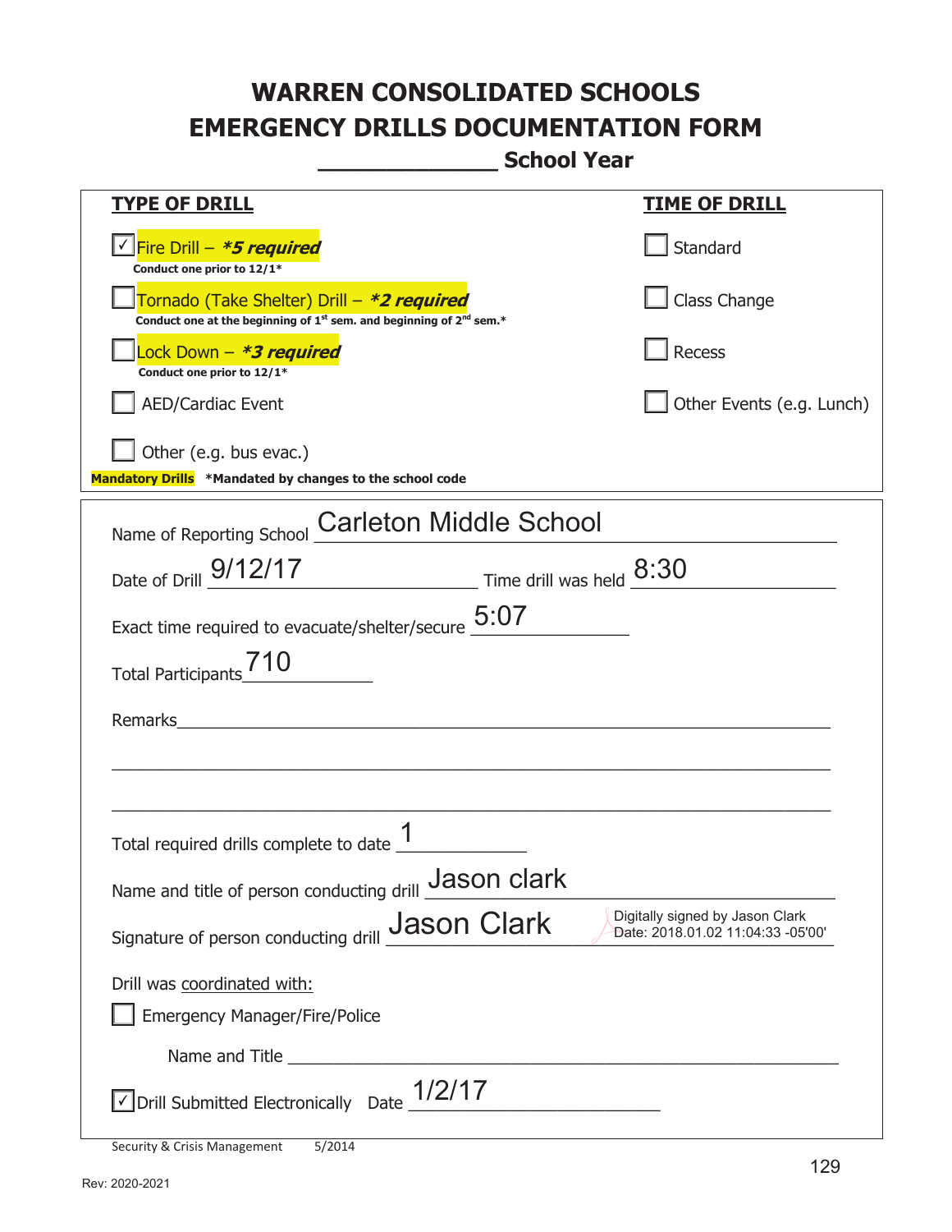# WARREN CONSOLIDATED SCHOOLS
# EMERGENCY DRILLS DOCUMENTATION FORM

______________ **School Year**

| **TYPE OF DRILL** | **TIME OF DRILL** |
|---|---|
| ☑ Fire Drill – ***5 required** <br> **Conduct one prior to 12/1*** | ☐ Standard |
| ☐ Tornado (Take Shelter) Drill – ***2 required** <br> **Conduct one at the beginning of 1st sem. and beginning of 2nd sem.*** | ☐ Class Change |
| ☐ Lock Down – ***3 required** <br> **Conduct one prior to 12/1*** | ☐ Recess |
| ☐ AED/Cardiac Event | ☐ Other Events (e.g. Lunch) |
| ☐ Other (e.g. bus evac.) | |

**Mandatory Drills** **\*Mandated by changes to the school code**

Name of Reporting School: Carleton Middle School

Date of Drill: 9/12/17 Time drill was held: 8:30

Exact time required to evacuate/shelter/secure: 5:07

Total Participants: 710

Remarks: ________________________________________________

Total required drills complete to date: 1

Name and title of person conducting drill: Jason clark

Signature of person conducting drill: Jason Clark — Digitally signed by Jason Clark Date: 2018.01.02 11:04:33 -05'00'

Drill was coordinated with:

☐ Emergency Manager/Fire/Police

Name and Title ________________________________________________

☑ Drill Submitted Electronically Date: 1/2/17

Security & Crisis Management 5/2014

Rev: 2020-2021